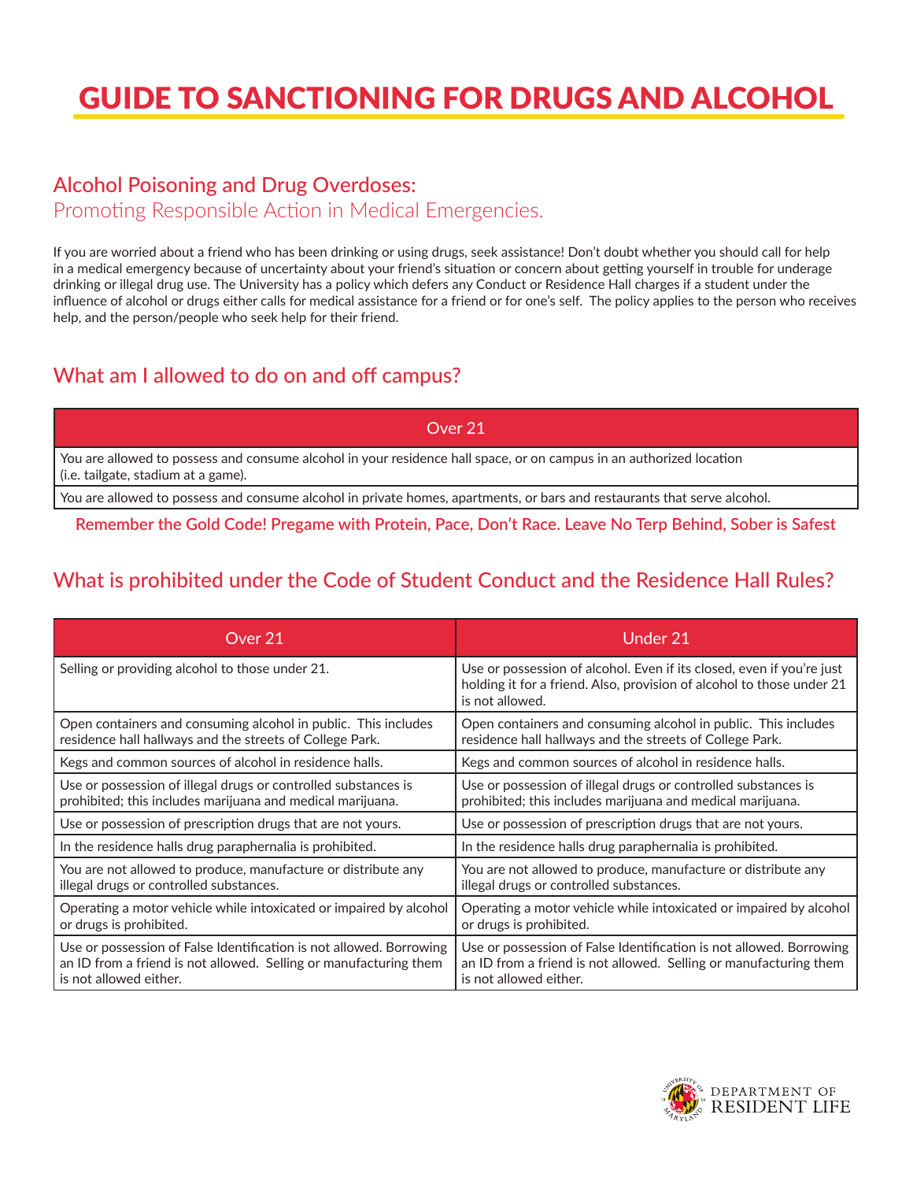# GUIDE TO SANCTIONING FOR DRUGS AND ALCOHOL

## Alcohol Poisoning and Drug Overdoses:

### Promoting Responsible Action in Medical Emergencies.

If you are worried about a friend who has been drinking or using drugs, seek assistance! Don't doubt whether you should call for help in a medical emergency because of uncertainty about your friend's situation or concern about getting yourself in trouble for underage drinking or illegal drug use. The University has a policy which defers any Conduct or Residence Hall charges if a student under the influence of alcohol or drugs either calls for medical assistance for a friend or for one's self. The policy applies to the person who receives help, and the person/people who seek help for their friend.

## What am I allowed to do on and off campus?

| Over 21 |
| --- |
| You are allowed to possess and consume alcohol in your residence hall space, or on campus in an authorized location (i.e. tailgate, stadium at a game). |
| You are allowed to possess and consume alcohol in private homes, apartments, or bars and restaurants that serve alcohol. |

**Remember the Gold Code! Pregame with Protein, Pace, Don't Race. Leave No Terp Behind, Sober is Safest**

## What is prohibited under the Code of Student Conduct and the Residence Hall Rules?

| Over 21 | Under 21 |
| --- | --- |
| Selling or providing alcohol to those under 21. | Use or possession of alcohol. Even if its closed, even if you're just holding it for a friend. Also, provision of alcohol to those under 21 is not allowed. |
| Open containers and consuming alcohol in public. This includes residence hall hallways and the streets of College Park. | Open containers and consuming alcohol in public. This includes residence hall hallways and the streets of College Park. |
| Kegs and common sources of alcohol in residence halls. | Kegs and common sources of alcohol in residence halls. |
| Use or possession of illegal drugs or controlled substances is prohibited; this includes marijuana and medical marijuana. | Use or possession of illegal drugs or controlled substances is prohibited; this includes marijuana and medical marijuana. |
| Use or possession of prescription drugs that are not yours. | Use or possession of prescription drugs that are not yours. |
| In the residence halls drug paraphernalia is prohibited. | In the residence halls drug paraphernalia is prohibited. |
| You are not allowed to produce, manufacture or distribute any illegal drugs or controlled substances. | You are not allowed to produce, manufacture or distribute any illegal drugs or controlled substances. |
| Operating a motor vehicle while intoxicated or impaired by alcohol or drugs is prohibited. | Operating a motor vehicle while intoxicated or impaired by alcohol or drugs is prohibited. |
| Use or possession of False Identification is not allowed. Borrowing an ID from a friend is not allowed. Selling or manufacturing them is not allowed either. | Use or possession of False Identification is not allowed. Borrowing an ID from a friend is not allowed. Selling or manufacturing them is not allowed either. |

DEPARTMENT OF RESIDENT LIFE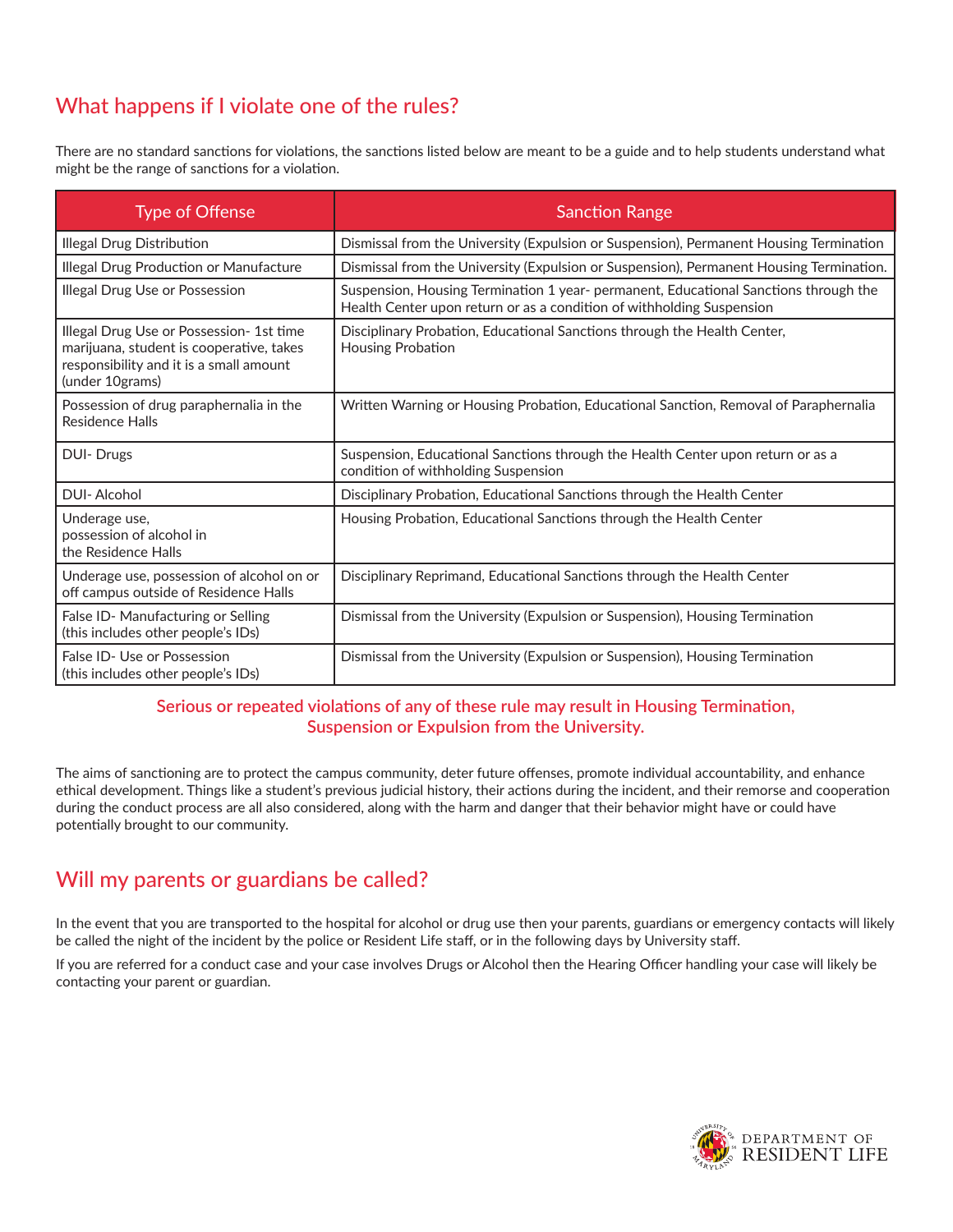## What happens if I violate one of the rules?

There are no standard sanctions for violations, the sanctions listed below are meant to be a guide and to help students understand what might be the range of sanctions for a violation.

| Type of Offense | Sanction Range |
|---|---|
| Illegal Drug Distribution | Dismissal from the University (Expulsion or Suspension), Permanent Housing Termination |
| Illegal Drug Production or Manufacture | Dismissal from the University (Expulsion or Suspension), Permanent Housing Termination. |
| Illegal Drug Use or Possession | Suspension, Housing Termination 1 year- permanent, Educational Sanctions through the Health Center upon return or as a condition of withholding Suspension |
| Illegal Drug Use or Possession- 1st time marijuana, student is cooperative, takes responsibility and it is a small amount (under 10grams) | Disciplinary Probation, Educational Sanctions through the Health Center, Housing Probation |
| Possession of drug paraphernalia in the Residence Halls | Written Warning or Housing Probation, Educational Sanction, Removal of Paraphernalia |
| DUI- Drugs | Suspension, Educational Sanctions through the Health Center upon return or as a condition of withholding Suspension |
| DUI- Alcohol | Disciplinary Probation, Educational Sanctions through the Health Center |
| Underage use, possession of alcohol in the Residence Halls | Housing Probation, Educational Sanctions through the Health Center |
| Underage use, possession of alcohol on or off campus outside of Residence Halls | Disciplinary Reprimand, Educational Sanctions through the Health Center |
| False ID- Manufacturing or Selling (this includes other people's IDs) | Dismissal from the University (Expulsion or Suspension), Housing Termination |
| False ID- Use or Possession (this includes other people's IDs) | Dismissal from the University (Expulsion or Suspension), Housing Termination |

**Serious or repeated violations of any of these rule may result in Housing Termination, Suspension or Expulsion from the University.**

The aims of sanctioning are to protect the campus community, deter future offenses, promote individual accountability, and enhance ethical development. Things like a student's previous judicial history, their actions during the incident, and their remorse and cooperation during the conduct process are all also considered, along with the harm and danger that their behavior might have or could have potentially brought to our community.

## Will my parents or guardians be called?

In the event that you are transported to the hospital for alcohol or drug use then your parents, guardians or emergency contacts will likely be called the night of the incident by the police or Resident Life staff, or in the following days by University staff.

If you are referred for a conduct case and your case involves Drugs or Alcohol then the Hearing Officer handling your case will likely be contacting your parent or guardian.

DEPARTMENT OF RESIDENT LIFE